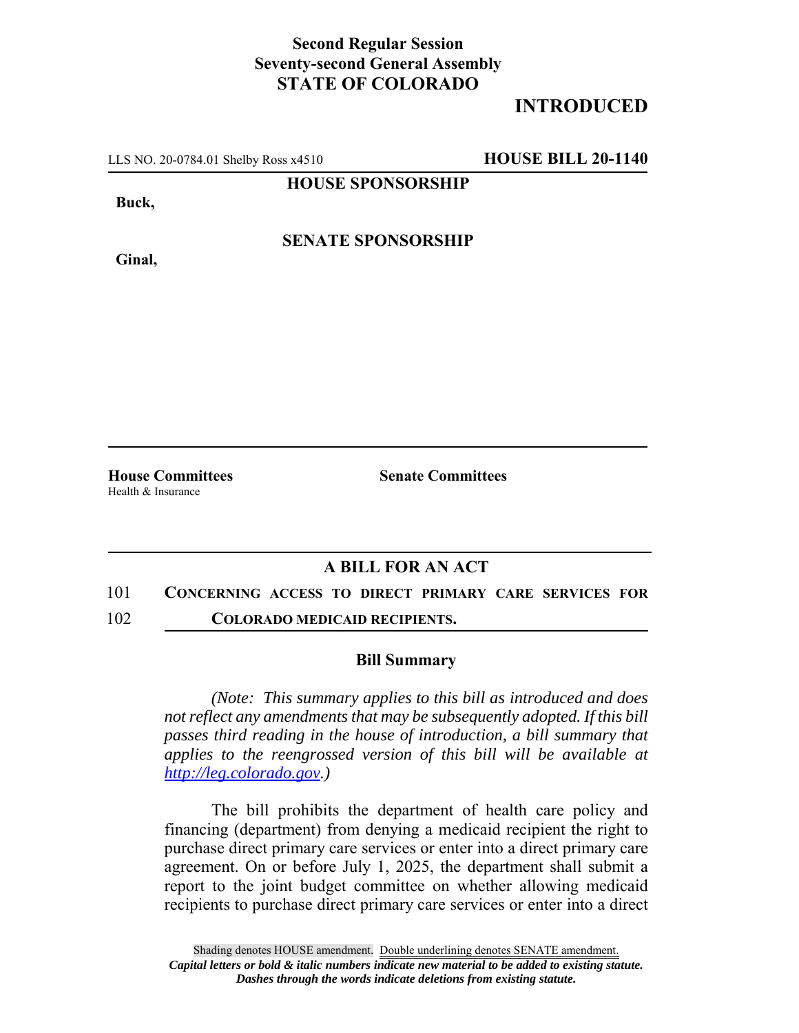**Second Regular Session**
**Seventy-second General Assembly**
**STATE OF COLORADO**

## INTRODUCED

LLS NO. 20-0784.01 Shelby Ross x4510 **HOUSE BILL 20-1140**

**HOUSE SPONSORSHIP**

**Buck,**

**SENATE SPONSORSHIP**

**Ginal,**

**House Committees**
Health & Insurance

**Senate Committees**

### A BILL FOR AN ACT

101 **CONCERNING ACCESS TO DIRECT PRIMARY CARE SERVICES FOR**
102 **COLORADO MEDICAID RECIPIENTS.**

### Bill Summary

*(Note: This summary applies to this bill as introduced and does not reflect any amendments that may be subsequently adopted. If this bill passes third reading in the house of introduction, a bill summary that applies to the reengrossed version of this bill will be available at http://leg.colorado.gov.)*

The bill prohibits the department of health care policy and financing (department) from denying a medicaid recipient the right to purchase direct primary care services or enter into a direct primary care agreement. On or before July 1, 2025, the department shall submit a report to the joint budget committee on whether allowing medicaid recipients to purchase direct primary care services or enter into a direct

Shading denotes HOUSE amendment. Double underlining denotes SENATE amendment.
*Capital letters or bold & italic numbers indicate new material to be added to existing statute.*
*Dashes through the words indicate deletions from existing statute.*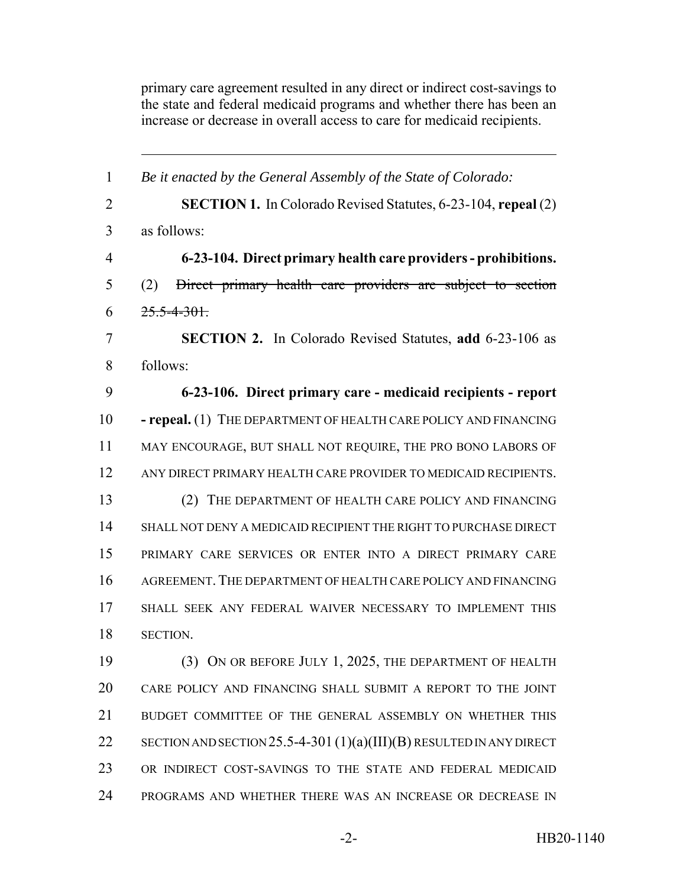primary care agreement resulted in any direct or indirect cost-savings to the state and federal medicaid programs and whether there has been an increase or decrease in overall access to care for medicaid recipients.

---

*Be it enacted by the General Assembly of the State of Colorado:*

**SECTION 1.** In Colorado Revised Statutes, 6-23-104, **repeal** (2) as follows:

**6-23-104. Direct primary health care providers - prohibitions.** (2) ~~Direct primary health care providers are subject to section 25.5-4-301.~~

**SECTION 2.** In Colorado Revised Statutes, **add** 6-23-106 as follows:

**6-23-106. Direct primary care - medicaid recipients - report - repeal.** (1) THE DEPARTMENT OF HEALTH CARE POLICY AND FINANCING MAY ENCOURAGE, BUT SHALL NOT REQUIRE, THE PRO BONO LABORS OF ANY DIRECT PRIMARY HEALTH CARE PROVIDER TO MEDICAID RECIPIENTS.

(2) THE DEPARTMENT OF HEALTH CARE POLICY AND FINANCING SHALL NOT DENY A MEDICAID RECIPIENT THE RIGHT TO PURCHASE DIRECT PRIMARY CARE SERVICES OR ENTER INTO A DIRECT PRIMARY CARE AGREEMENT. THE DEPARTMENT OF HEALTH CARE POLICY AND FINANCING SHALL SEEK ANY FEDERAL WAIVER NECESSARY TO IMPLEMENT THIS SECTION.

(3) ON OR BEFORE JULY 1, 2025, THE DEPARTMENT OF HEALTH CARE POLICY AND FINANCING SHALL SUBMIT A REPORT TO THE JOINT BUDGET COMMITTEE OF THE GENERAL ASSEMBLY ON WHETHER THIS SECTION AND SECTION 25.5-4-301 (1)(a)(III)(B) RESULTED IN ANY DIRECT OR INDIRECT COST-SAVINGS TO THE STATE AND FEDERAL MEDICAID PROGRAMS AND WHETHER THERE WAS AN INCREASE OR DECREASE IN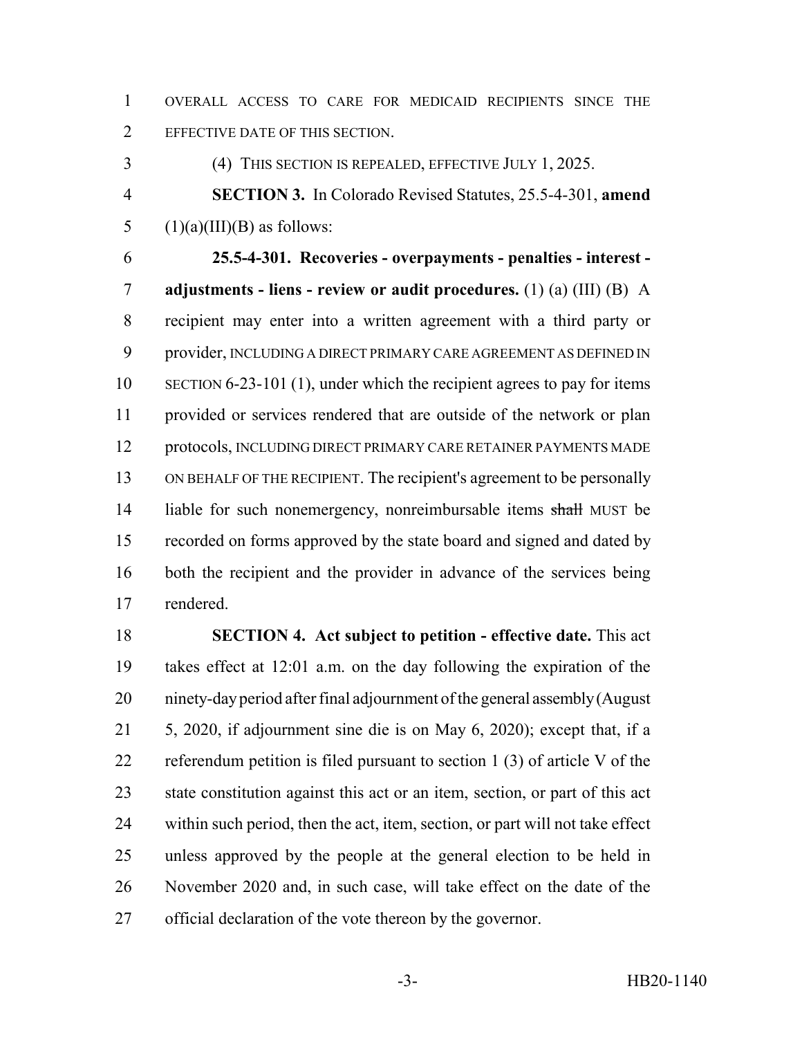OVERALL ACCESS TO CARE FOR MEDICAID RECIPIENTS SINCE THE EFFECTIVE DATE OF THIS SECTION.

(4) THIS SECTION IS REPEALED, EFFECTIVE JULY 1, 2025.

**SECTION 3.** In Colorado Revised Statutes, 25.5-4-301, **amend** (1)(a)(III)(B) as follows:

**25.5-4-301. Recoveries - overpayments - penalties - interest - adjustments - liens - review or audit procedures.** (1) (a) (III) (B) A recipient may enter into a written agreement with a third party or provider, INCLUDING A DIRECT PRIMARY CARE AGREEMENT AS DEFINED IN SECTION 6-23-101 (1), under which the recipient agrees to pay for items provided or services rendered that are outside of the network or plan protocols, INCLUDING DIRECT PRIMARY CARE RETAINER PAYMENTS MADE ON BEHALF OF THE RECIPIENT. The recipient's agreement to be personally liable for such nonemergency, nonreimbursable items ~~shall~~ MUST be recorded on forms approved by the state board and signed and dated by both the recipient and the provider in advance of the services being rendered.

**SECTION 4. Act subject to petition - effective date.** This act takes effect at 12:01 a.m. on the day following the expiration of the ninety-day period after final adjournment of the general assembly (August 5, 2020, if adjournment sine die is on May 6, 2020); except that, if a referendum petition is filed pursuant to section 1 (3) of article V of the state constitution against this act or an item, section, or part of this act within such period, then the act, item, section, or part will not take effect unless approved by the people at the general election to be held in November 2020 and, in such case, will take effect on the date of the official declaration of the vote thereon by the governor.